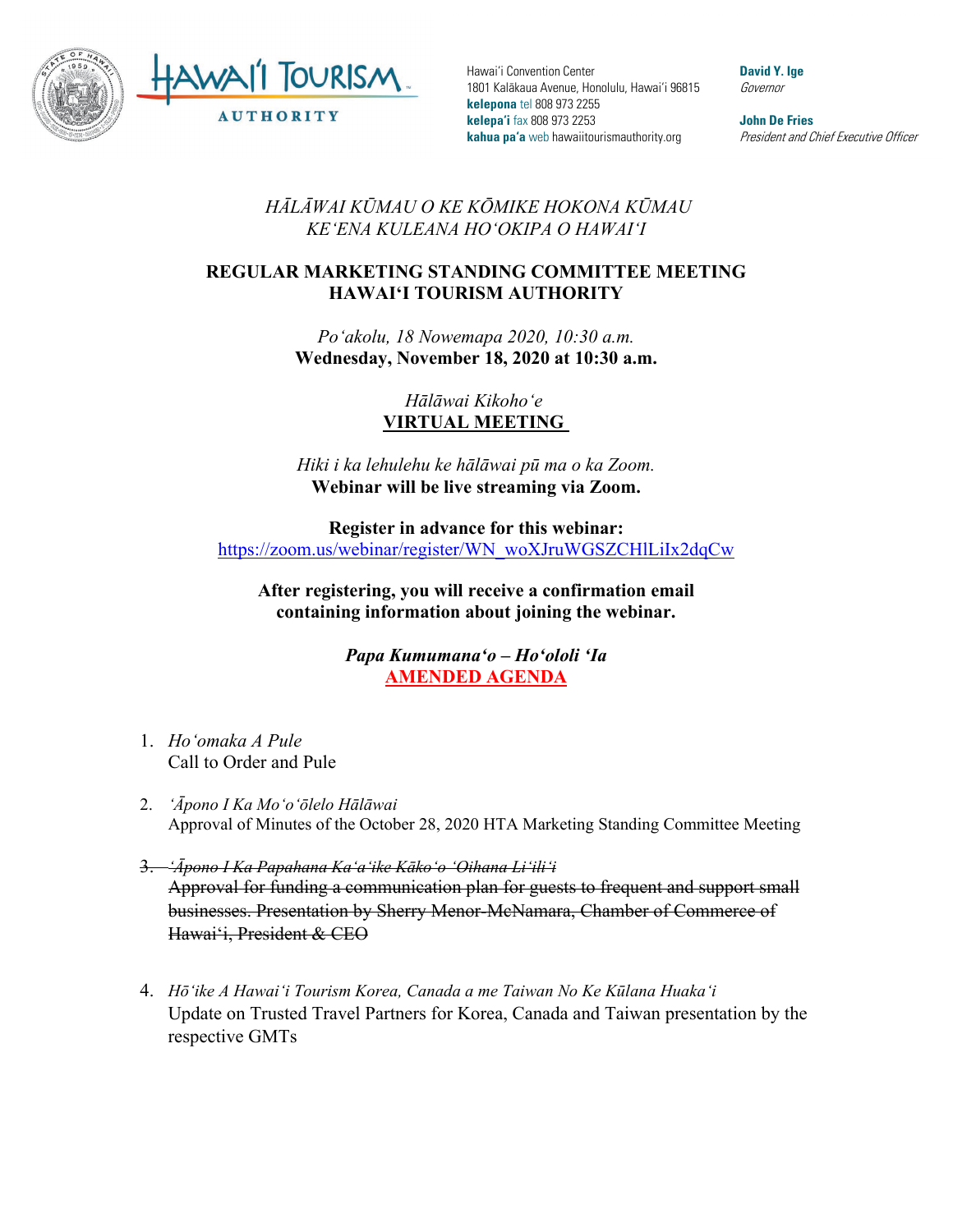Hawaiʻi Tourism Authority

Hawaiʻi Convention Center
1801 Kalākaua Avenue, Honolulu, Hawaiʻi 96815
**kelepona** tel 808 973 2255
**kelepaʻi** fax 808 973 2253
**kahua paʻa** web hawaiitourismauthority.org

**David Y. Ige**
*Governor*

**John De Fries**
*President and Chief Executive Officer*

*HĀLĀWAI KŪMAU O KE KŌMIKE HOKONA KŪMAU*
*KEʻENA KULEANA HOʻOKIPA O HAWAIʻI*

**REGULAR MARKETING STANDING COMMITTEE MEETING**
**HAWAIʻI TOURISM AUTHORITY**

*Poʻakolu, 18 Nowemapa 2020, 10:30 a.m.*
**Wednesday, November 18, 2020 at 10:30 a.m.**

*Hālāwai Kikohoʻe*
**VIRTUAL MEETING**

*Hiki i ka lehulehu ke hālāwai pū ma o ka Zoom.*
**Webinar will be live streaming via Zoom.**

**Register in advance for this webinar:**
https://zoom.us/webinar/register/WN_woXJruWGSZCHlLiIx2dqCw

**After registering, you will receive a confirmation email containing information about joining the webinar.**

***Papa Kumumanaʻo – Hoʻololi ʻIa***
**AMENDED AGENDA**

1. *Hoʻomaka A Pule*
   Call to Order and Pule

2. *ʻĀpono I Ka Moʻoʻōlelo Hālāwai*
   Approval of Minutes of the October 28, 2020 HTA Marketing Standing Committee Meeting

3. ~~*ʻĀpono I Ka Papahana Kaʻaʻike Kākoʻo ʻOihana Liʻiliʻi*~~
   ~~Approval for funding a communication plan for guests to frequent and support small businesses. Presentation by Sherry Menor-McNamara, Chamber of Commerce of Hawaiʻi, President & CEO~~

4. *Hōʻike A Hawaiʻi Tourism Korea, Canada a me Taiwan No Ke Kūlana Huakaʻi*
   Update on Trusted Travel Partners for Korea, Canada and Taiwan presentation by the respective GMTs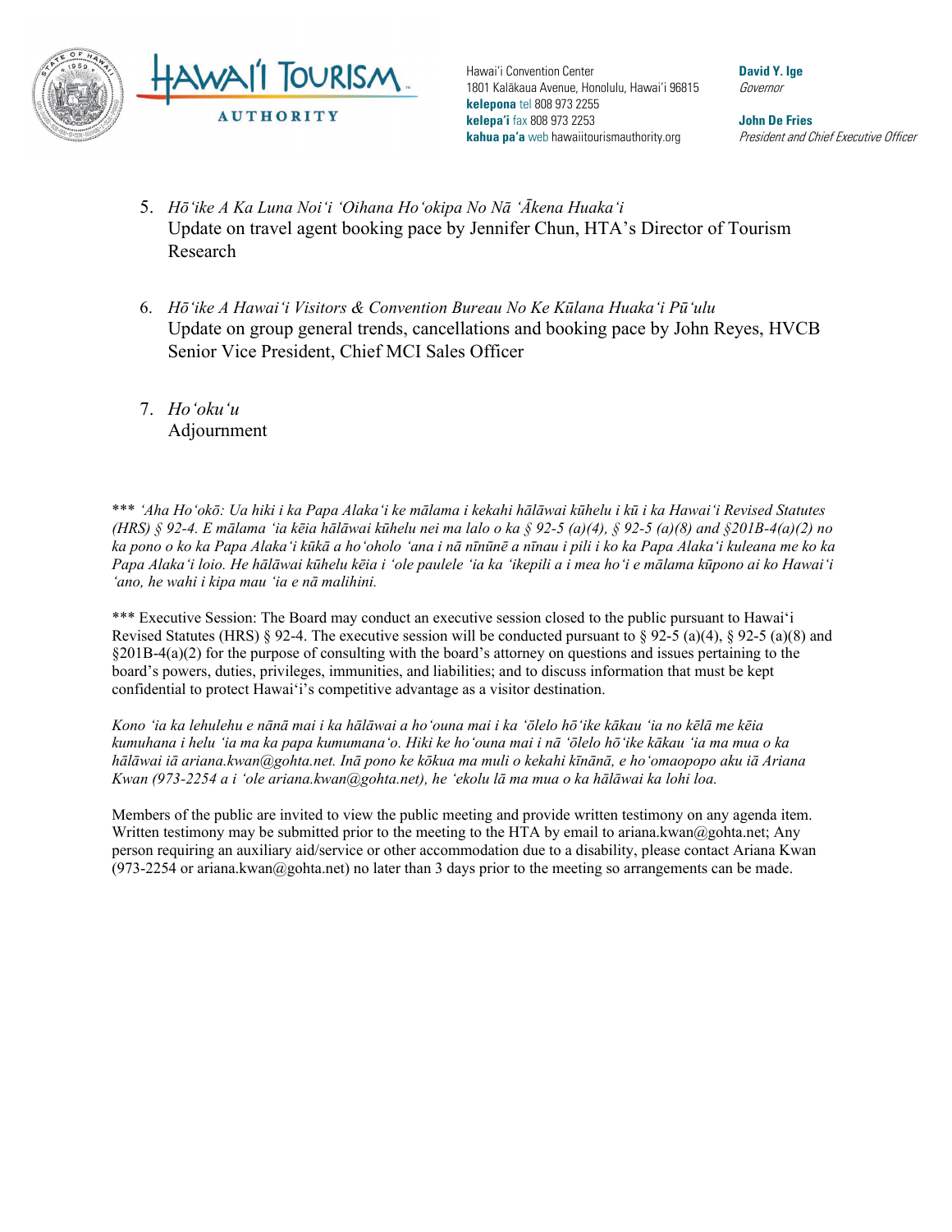Hawaiʻi Convention Center
1801 Kalākaua Avenue, Honolulu, Hawaiʻi 96815
**kelepona** tel 808 973 2255
**kelepaʻi** fax 808 973 2253
**kahua paʻa** web hawaiitourismauthority.org

**David Y. Ige**
*Governor*

**John De Fries**
*President and Chief Executive Officer*

5. *Hōʻike A Ka Luna Noiʻi ʻOihana Hoʻokipa No Nā ʻĀkena Huakaʻi*
   Update on travel agent booking pace by Jennifer Chun, HTA's Director of Tourism Research

6. *Hōʻike A Hawaiʻi Visitors & Convention Bureau No Ke Kūlana Huakaʻi Pūʻulu*
   Update on group general trends, cancellations and booking pace by John Reyes, HVCB Senior Vice President, Chief MCI Sales Officer

7. *Hoʻokuʻu*
   Adjournment

*\*\*\* ʻAha Hoʻokō: Ua hiki i ka Papa Alakaʻi ke mālama i kekahi hālāwai kūhelu i kū i ka Hawaiʻi Revised Statutes (HRS) § 92-4. E mālama ʻia kēia hālāwai kūhelu nei ma lalo o ka § 92-5 (a)(4), § 92-5 (a)(8) and §201B-4(a)(2) no ka pono o ko ka Papa Alakaʻi kūkā a hoʻoholo ʻana i nā nīnūnē a nīnau i pili i ko ka Papa Alakaʻi kuleana me ko ka Papa Alakaʻi loio. He hālāwai kūhelu kēia i ʻole paulele ʻia ka ʻikepili a i mea hoʻi e mālama kūpono ai ko Hawaiʻi ʻano, he wahi i kipa mau ʻia e nā malihini.*

\*\*\* Executive Session: The Board may conduct an executive session closed to the public pursuant to Hawaiʻi Revised Statutes (HRS) § 92-4. The executive session will be conducted pursuant to § 92-5 (a)(4), § 92-5 (a)(8) and §201B-4(a)(2) for the purpose of consulting with the board's attorney on questions and issues pertaining to the board's powers, duties, privileges, immunities, and liabilities; and to discuss information that must be kept confidential to protect Hawaiʻi's competitive advantage as a visitor destination.

*Kono ʻia ka lehulehu e nānā mai i ka hālāwai a hoʻouna mai i ka ʻōlelo hōʻike kākau ʻia no kēlā me kēia kumuhana i helu ʻia ma ka papa kumumanaʻo. Hiki ke hoʻouna mai i nā ʻōlelo hōʻike kākau ʻia ma mua o ka hālāwai iā ariana.kwan@gohta.net. Inā pono ke kōkua ma muli o kekahi kīnānā, e hoʻomaopopo aku iā Ariana Kwan (973-2254 a i ʻole ariana.kwan@gohta.net), he ʻekolu lā ma mua o ka hālāwai ka lohi loa.*

Members of the public are invited to view the public meeting and provide written testimony on any agenda item. Written testimony may be submitted prior to the meeting to the HTA by email to ariana.kwan@gohta.net; Any person requiring an auxiliary aid/service or other accommodation due to a disability, please contact Ariana Kwan (973-2254 or ariana.kwan@gohta.net) no later than 3 days prior to the meeting so arrangements can be made.